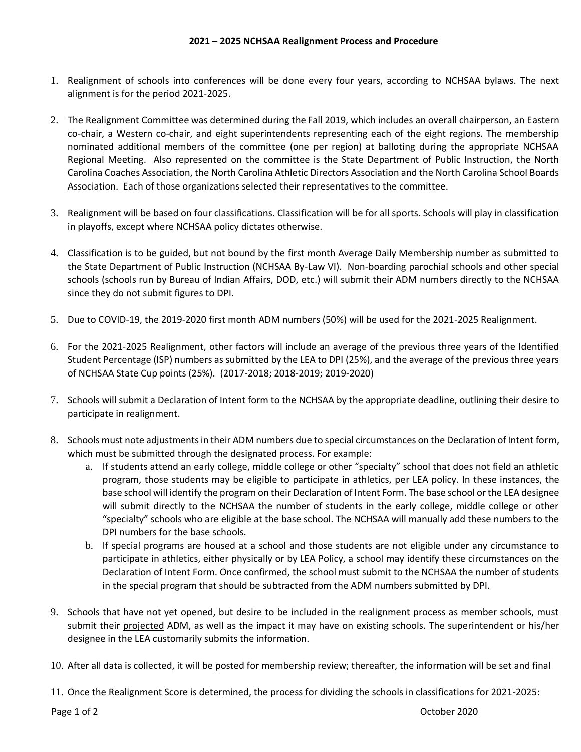## 2021 – 2025 NCHSAA Realignment Process and Procedure

1. Realignment of schools into conferences will be done every four years, according to NCHSAA bylaws. The next alignment is for the period 2021-2025.

2. The Realignment Committee was determined during the Fall 2019, which includes an overall chairperson, an Eastern co-chair, a Western co-chair, and eight superintendents representing each of the eight regions. The membership nominated additional members of the committee (one per region) at balloting during the appropriate NCHSAA Regional Meeting. Also represented on the committee is the State Department of Public Instruction, the North Carolina Coaches Association, the North Carolina Athletic Directors Association and the North Carolina School Boards Association. Each of those organizations selected their representatives to the committee.

3. Realignment will be based on four classifications. Classification will be for all sports. Schools will play in classification in playoffs, except where NCHSAA policy dictates otherwise.

4. Classification is to be guided, but not bound by the first month Average Daily Membership number as submitted to the State Department of Public Instruction (NCHSAA By-Law VI). Non-boarding parochial schools and other special schools (schools run by Bureau of Indian Affairs, DOD, etc.) will submit their ADM numbers directly to the NCHSAA since they do not submit figures to DPI.

5. Due to COVID-19, the 2019-2020 first month ADM numbers (50%) will be used for the 2021-2025 Realignment.

6. For the 2021-2025 Realignment, other factors will include an average of the previous three years of the Identified Student Percentage (ISP) numbers as submitted by the LEA to DPI (25%), and the average of the previous three years of NCHSAA State Cup points (25%). (2017-2018; 2018-2019; 2019-2020)

7. Schools will submit a Declaration of Intent form to the NCHSAA by the appropriate deadline, outlining their desire to participate in realignment.

8. Schools must note adjustments in their ADM numbers due to special circumstances on the Declaration of Intent form, which must be submitted through the designated process. For example:
   a. If students attend an early college, middle college or other "specialty" school that does not field an athletic program, those students may be eligible to participate in athletics, per LEA policy. In these instances, the base school will identify the program on their Declaration of Intent Form. The base school or the LEA designee will submit directly to the NCHSAA the number of students in the early college, middle college or other "specialty" schools who are eligible at the base school. The NCHSAA will manually add these numbers to the DPI numbers for the base schools.
   b. If special programs are housed at a school and those students are not eligible under any circumstance to participate in athletics, either physically or by LEA Policy, a school may identify these circumstances on the Declaration of Intent Form. Once confirmed, the school must submit to the NCHSAA the number of students in the special program that should be subtracted from the ADM numbers submitted by DPI.

9. Schools that have not yet opened, but desire to be included in the realignment process as member schools, must submit their <u>projected</u> ADM, as well as the impact it may have on existing schools. The superintendent or his/her designee in the LEA customarily submits the information.

10. After all data is collected, it will be posted for membership review; thereafter, the information will be set and final

11. Once the Realignment Score is determined, the process for dividing the schools in classifications for 2021-2025: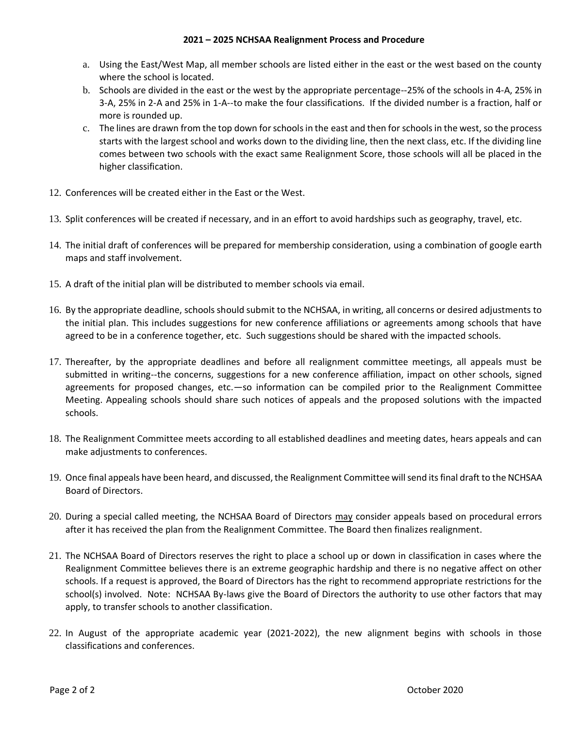## 2021 – 2025 NCHSAA Realignment Process and Procedure

a. Using the East/West Map, all member schools are listed either in the east or the west based on the county where the school is located.
b. Schools are divided in the east or the west by the appropriate percentage--25% of the schools in 4-A, 25% in 3-A, 25% in 2-A and 25% in 1-A--to make the four classifications. If the divided number is a fraction, half or more is rounded up.
c. The lines are drawn from the top down for schools in the east and then for schools in the west, so the process starts with the largest school and works down to the dividing line, then the next class, etc. If the dividing line comes between two schools with the exact same Realignment Score, those schools will all be placed in the higher classification.

12. Conferences will be created either in the East or the West.

13. Split conferences will be created if necessary, and in an effort to avoid hardships such as geography, travel, etc.

14. The initial draft of conferences will be prepared for membership consideration, using a combination of google earth maps and staff involvement.

15. A draft of the initial plan will be distributed to member schools via email.

16. By the appropriate deadline, schools should submit to the NCHSAA, in writing, all concerns or desired adjustments to the initial plan. This includes suggestions for new conference affiliations or agreements among schools that have agreed to be in a conference together, etc. Such suggestions should be shared with the impacted schools.

17. Thereafter, by the appropriate deadlines and before all realignment committee meetings, all appeals must be submitted in writing--the concerns, suggestions for a new conference affiliation, impact on other schools, signed agreements for proposed changes, etc.—so information can be compiled prior to the Realignment Committee Meeting. Appealing schools should share such notices of appeals and the proposed solutions with the impacted schools.

18. The Realignment Committee meets according to all established deadlines and meeting dates, hears appeals and can make adjustments to conferences.

19. Once final appeals have been heard, and discussed, the Realignment Committee will send its final draft to the NCHSAA Board of Directors.

20. During a special called meeting, the NCHSAA Board of Directors <u>may</u> consider appeals based on procedural errors after it has received the plan from the Realignment Committee. The Board then finalizes realignment.

21. The NCHSAA Board of Directors reserves the right to place a school up or down in classification in cases where the Realignment Committee believes there is an extreme geographic hardship and there is no negative affect on other schools. If a request is approved, the Board of Directors has the right to recommend appropriate restrictions for the school(s) involved. Note: NCHSAA By-laws give the Board of Directors the authority to use other factors that may apply, to transfer schools to another classification.

22. In August of the appropriate academic year (2021-2022), the new alignment begins with schools in those classifications and conferences.

October 2020